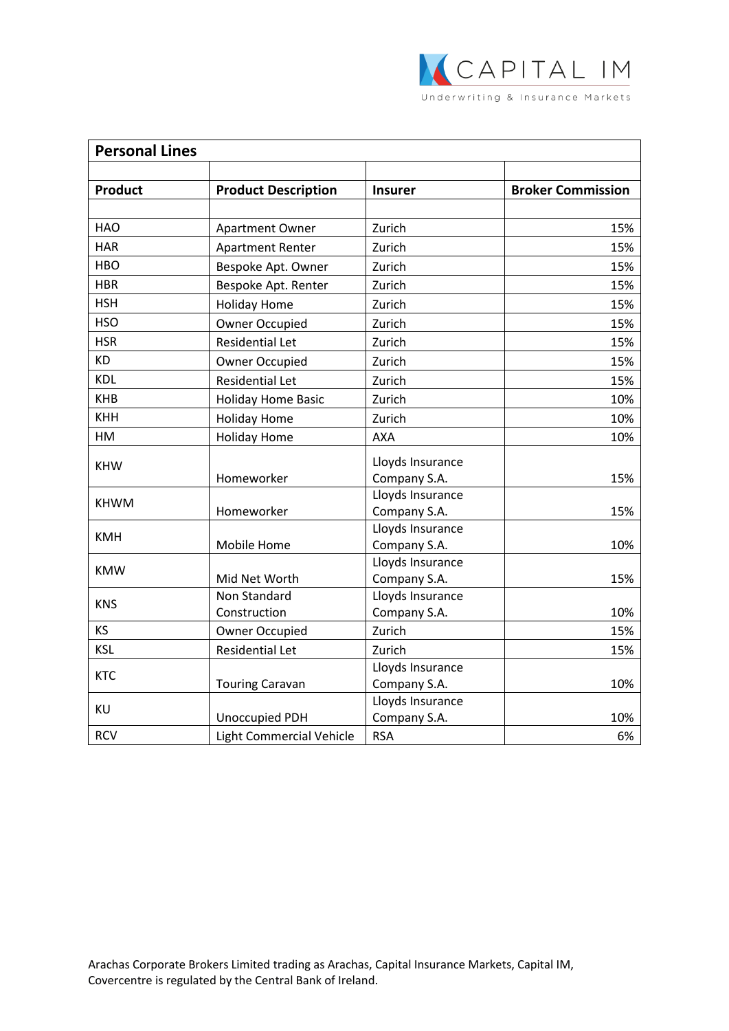## Personal Lines

| Product | Product Description | Insurer | Broker Commission |
|---|---|---|---|
| HAO | Apartment Owner | Zurich | 15% |
| HAR | Apartment Renter | Zurich | 15% |
| HBO | Bespoke Apt. Owner | Zurich | 15% |
| HBR | Bespoke Apt. Renter | Zurich | 15% |
| HSH | Holiday Home | Zurich | 15% |
| HSO | Owner Occupied | Zurich | 15% |
| HSR | Residential Let | Zurich | 15% |
| KD | Owner Occupied | Zurich | 15% |
| KDL | Residential Let | Zurich | 15% |
| KHB | Holiday Home Basic | Zurich | 10% |
| KHH | Holiday Home | Zurich | 10% |
| HM | Holiday Home | AXA | 10% |
| KHW | Homeworker | Lloyds Insurance Company S.A. | 15% |
| KHWM | Homeworker | Lloyds Insurance Company S.A. | 15% |
| KMH | Mobile Home | Lloyds Insurance Company S.A. | 10% |
| KMW | Mid Net Worth | Lloyds Insurance Company S.A. | 15% |
| KNS | Non Standard Construction | Lloyds Insurance Company S.A. | 10% |
| KS | Owner Occupied | Zurich | 15% |
| KSL | Residential Let | Zurich | 15% |
| KTC | Touring Caravan | Lloyds Insurance Company S.A. | 10% |
| KU | Unoccupied PDH | Lloyds Insurance Company S.A. | 10% |
| RCV | Light Commercial Vehicle | RSA | 6% |

Arachas Corporate Brokers Limited trading as Arachas, Capital Insurance Markets, Capital IM, Covercentre is regulated by the Central Bank of Ireland.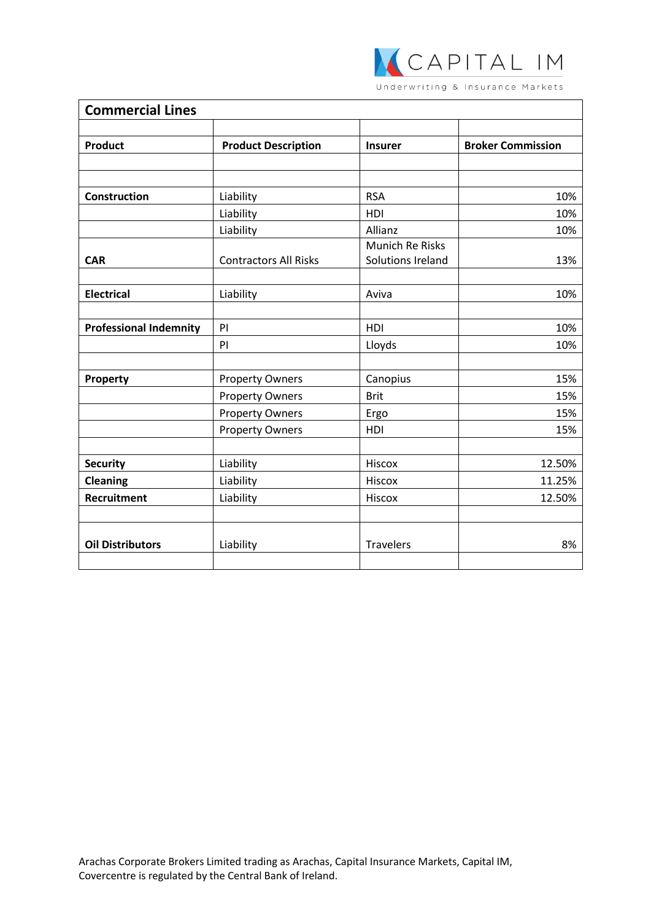CAPITAL IM

Underwriting & Insurance Markets

| Commercial Lines | | | |
|---|---|---|---|
| **Product** | **Product Description** | **Insurer** | **Broker Commission** |
| **Construction** | Liability | RSA | 10% |
| | Liability | HDI | 10% |
| | Liability | Allianz | 10% |
| **CAR** | Contractors All Risks | Munich Re Risks Solutions Ireland | 13% |
| **Electrical** | Liability | Aviva | 10% |
| **Professional Indemnity** | PI | HDI | 10% |
| | PI | Lloyds | 10% |
| **Property** | Property Owners | Canopius | 15% |
| | Property Owners | Brit | 15% |
| | Property Owners | Ergo | 15% |
| | Property Owners | HDI | 15% |
| **Security** | Liability | Hiscox | 12.50% |
| **Cleaning** | Liability | Hiscox | 11.25% |
| **Recruitment** | Liability | Hiscox | 12.50% |
| **Oil Distributors** | Liability | Travelers | 8% |

Arachas Corporate Brokers Limited trading as Arachas, Capital Insurance Markets, Capital IM, Covercentre is regulated by the Central Bank of Ireland.